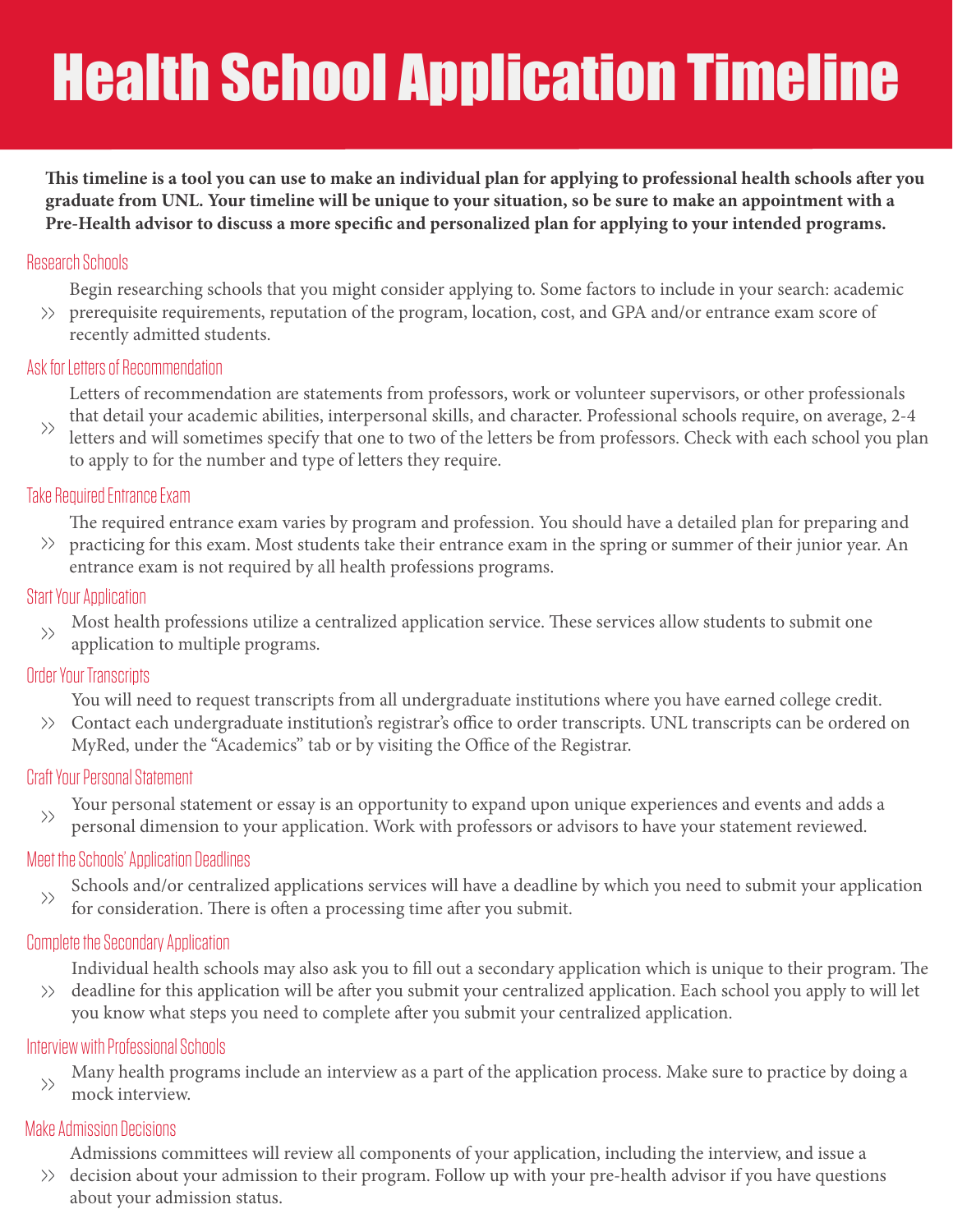# Health School Application Timeline

**This timeline is a tool you can use to make an individual plan for applying to professional health schools after you graduate from UNL. Your timeline will be unique to your situation, so be sure to make an appointment with a Pre-Health advisor to discuss a more specific and personalized plan for applying to your intended programs.**

## Research Schools

>> Begin researching schools that you might consider applying to. Some factors to include in your search: academic prerequisite requirements, reputation of the program, location, cost, and GPA and/or entrance exam score of recently admitted students.

## Ask for Letters of Recommendation

>> Letters of recommendation are statements from professors, work or volunteer supervisors, or other professionals that detail your academic abilities, interpersonal skills, and character. Professional schools require, on average, 2-4 letters and will sometimes specify that one to two of the letters be from professors. Check with each school you plan to apply to for the number and type of letters they require.

## Take Required Entrance Exam

>> The required entrance exam varies by program and profession. You should have a detailed plan for preparing and practicing for this exam. Most students take their entrance exam in the spring or summer of their junior year. An entrance exam is not required by all health professions programs.

## Start Your Application

>> Most health professions utilize a centralized application service. These services allow students to submit one application to multiple programs.

## Order Your Transcripts

>> You will need to request transcripts from all undergraduate institutions where you have earned college credit. Contact each undergraduate institution's registrar's office to order transcripts. UNL transcripts can be ordered on MyRed, under the "Academics" tab or by visiting the Office of the Registrar.

## Craft Your Personal Statement

>> Your personal statement or essay is an opportunity to expand upon unique experiences and events and adds a personal dimension to your application. Work with professors or advisors to have your statement reviewed.

## Meet the Schools' Application Deadlines

>> Schools and/or centralized applications services will have a deadline by which you need to submit your application for consideration. There is often a processing time after you submit.

## Complete the Secondary Application

>> Individual health schools may also ask you to fill out a secondary application which is unique to their program. The deadline for this application will be after you submit your centralized application. Each school you apply to will let you know what steps you need to complete after you submit your centralized application.

## Interview with Professional Schools

>> Many health programs include an interview as a part of the application process. Make sure to practice by doing a mock interview.

## Make Admission Decisions

>> Admissions committees will review all components of your application, including the interview, and issue a decision about your admission to their program. Follow up with your pre-health advisor if you have questions about your admission status.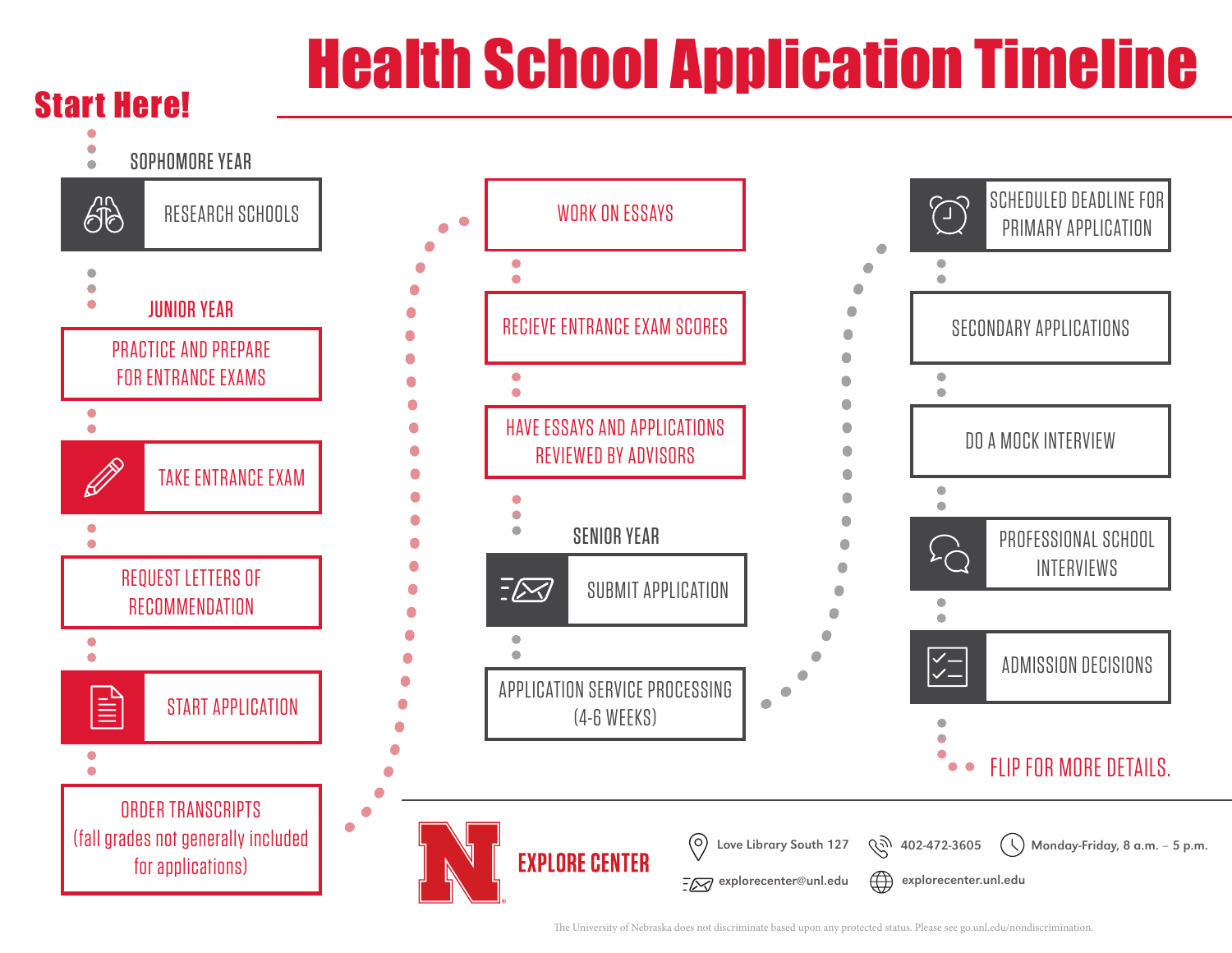# Health School Application Timeline

**Start Here!**

SOPHOMORE YEAR

- RESEARCH SCHOOLS

JUNIOR YEAR

- PRACTICE AND PREPARE FOR ENTRANCE EXAMS
- TAKE ENTRANCE EXAM
- REQUEST LETTERS OF RECOMMENDATION
- START APPLICATION
- ORDER TRANSCRIPTS (fall grades not generally included for applications)
- WORK ON ESSAYS
- RECIEVE ENTRANCE EXAM SCORES
- HAVE ESSAYS AND APPLICATIONS REVIEWED BY ADVISORS

SENIOR YEAR

- SUBMIT APPLICATION
- APPLICATION SERVICE PROCESSING (4-6 WEEKS)
- SCHEDULED DEADLINE FOR PRIMARY APPLICATION
- SECONDARY APPLICATIONS
- DO A MOCK INTERVIEW
- PROFESSIONAL SCHOOL INTERVIEWS
- ADMISSION DECISIONS

FLIP FOR MORE DETAILS.

EXPLORE CENTER

Love Library South 127
402-472-3605
Monday-Friday, 8 a.m. – 5 p.m.
explorecenter@unl.edu
explorecenter.unl.edu

The University of Nebraska does not discriminate based upon any protected status. Please see go.unl.edu/nondiscrimination.